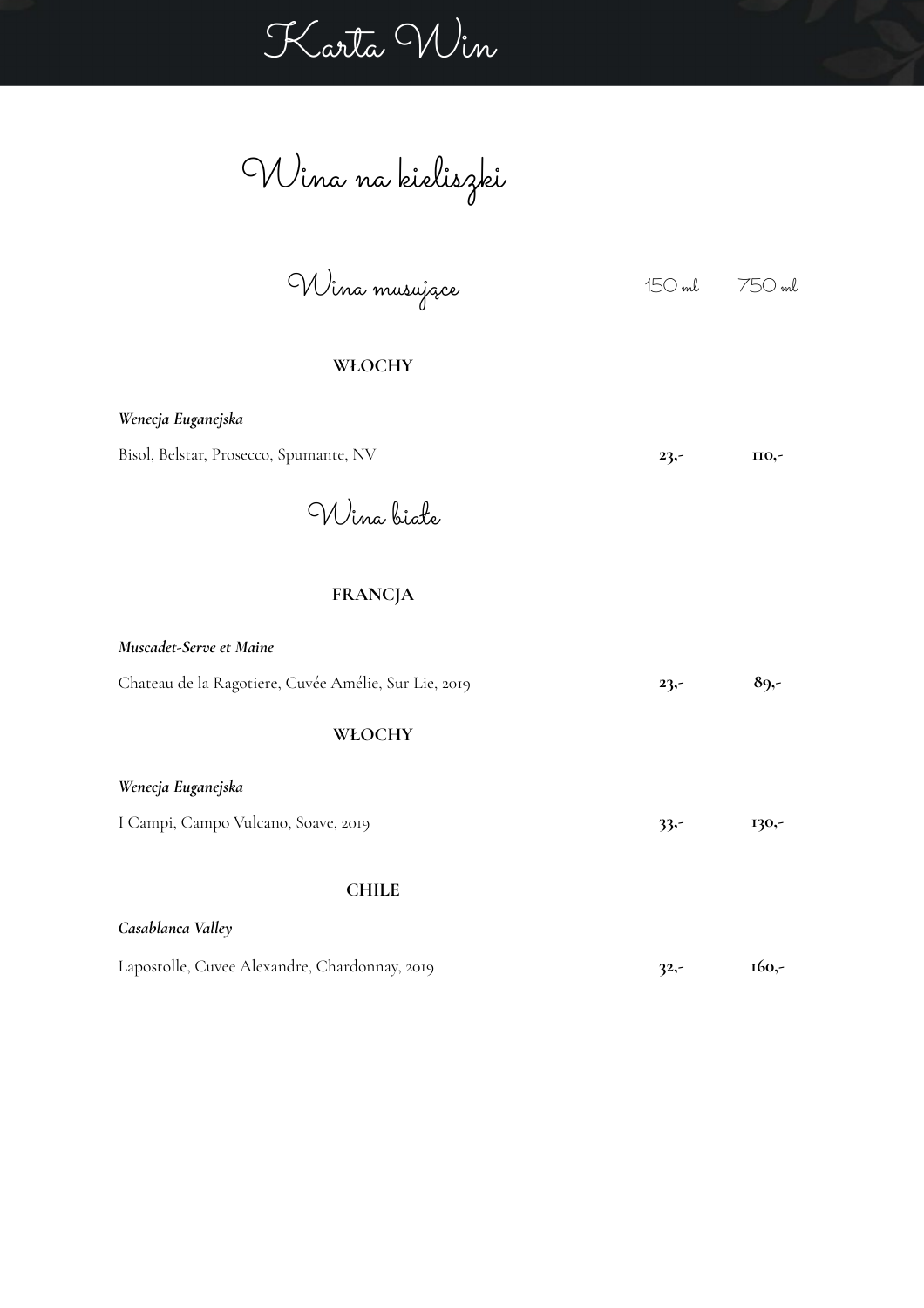# Karta Win

## Wina na kieliszki

### Wina musujące

| | 150 ml | 750 ml |
|---|---|---|
| **WŁOCHY** | | |
| ***Wenecja Euganejska*** | | |
| Bisol, Belstar, Prosecco, Spumante, NV | **23,-** | **110,-** |

### Wina białe

| | 150 ml | 750 ml |
|---|---|---|
| **FRANCJA** | | |
| ***Muscadet-Serve et Maine*** | | |
| Chateau de la Ragotiere, Cuvée Amélie, Sur Lie, 2019 | **23,-** | **89,-** |
| **WŁOCHY** | | |
| ***Wenecja Euganejska*** | | |
| I Campi, Campo Vulcano, Soave, 2019 | **33,-** | **130,-** |
| **CHILE** | | |
| ***Casablanca Valley*** | | |
| Lapostolle, Cuvee Alexandre, Chardonnay, 2019 | **32,-** | **160,-** |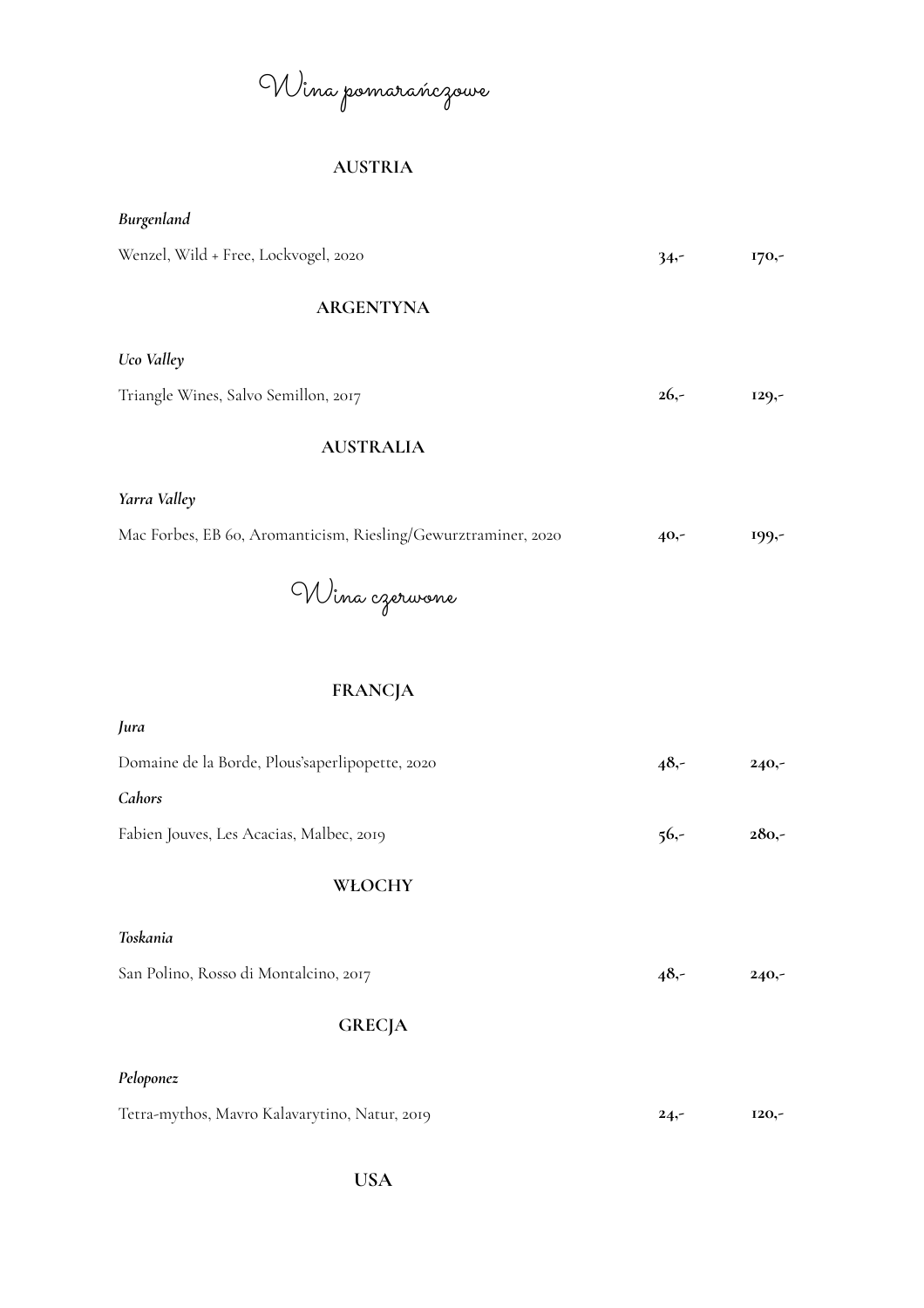# Wina pomarańczowe

## AUSTRIA

*Burgenland*

| | | |
|---|---|---|
| Wenzel, Wild + Free, Lockvogel, 2020 | **34,-** | **170,-** |

## ARGENTYNA

*Uco Valley*

| | | |
|---|---|---|
| Triangle Wines, Salvo Semillon, 2017 | **26,-** | **129,-** |

## AUSTRALIA

*Yarra Valley*

| | | |
|---|---|---|
| Mac Forbes, EB 60, Aromanticism, Riesling/Gewurztraminer, 2020 | **40,-** | **199,-** |

# Wina czerwone

## FRANCJA

*Jura*

| | | |
|---|---|---|
| Domaine de la Borde, Plous'saperlipopette, 2020 | **48,-** | **240,-** |

*Cahors*

| | | |
|---|---|---|
| Fabien Jouves, Les Acacias, Malbec, 2019 | **56,-** | **280,-** |

## WŁOCHY

*Toskania*

| | | |
|---|---|---|
| San Polino, Rosso di Montalcino, 2017 | **48,-** | **240,-** |

## GRECJA

*Peloponez*

| | | |
|---|---|---|
| Tetra-mythos, Mavro Kalavarytino, Natur, 2019 | **24,-** | **120,-** |

## USA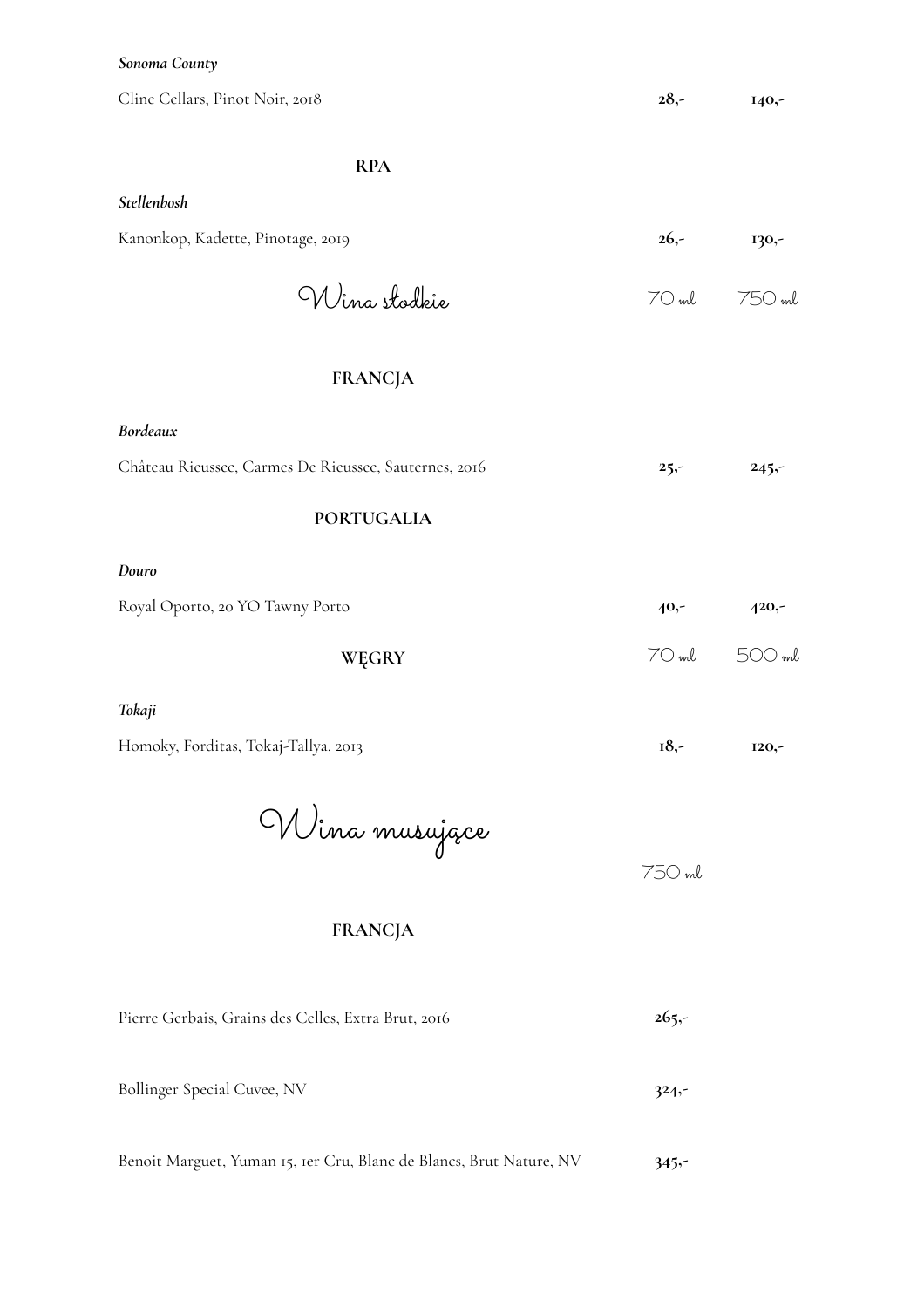*Sonoma County*

| | | |
|---|---|---|
| Cline Cellars, Pinot Noir, 2018 | **28,-** | **140,-** |

**RPA**

*Stellenbosh*

| | | |
|---|---|---|
| Kanonkop, Kadette, Pinotage, 2019 | **26,-** | **130,-** |

## Wina słodkie

| | 70 ml | 750 ml |
|---|---|---|

**FRANCJA**

*Bordeaux*

| | | |
|---|---|---|
| Château Rieussec, Carmes De Rieussec, Sauternes, 2016 | **25,-** | **245,-** |

**PORTUGALIA**

*Douro*

| | | |
|---|---|---|
| Royal Oporto, 20 YO Tawny Porto | **40,-** | **420,-** |

| **WĘGRY** | 70 ml | 500 ml |
|---|---|---|

*Tokaji*

| | | |
|---|---|---|
| Homoky, Forditas, Tokaj-Tallya, 2013 | **18,-** | **120,-** |

## Wina musujące

750 ml

**FRANCJA**

| | |
|---|---|
| Pierre Gerbais, Grains des Celles, Extra Brut, 2016 | **265,-** |
| Bollinger Special Cuvee, NV | **324,-** |
| Benoit Marguet, Yuman 15, 1er Cru, Blanc de Blancs, Brut Nature, NV | **345,-** |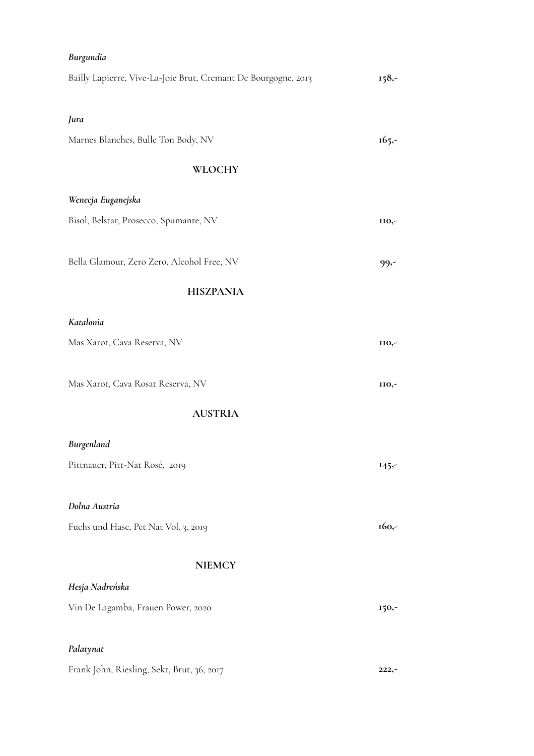*Burgundia*

Bailly Lapierre, Vive-La-Joie Brut, Cremant De Bourgogne, 2013 **158,-**

*Jura*

Marnes Blanches, Bulle Ton Body, NV **165,-**

## WŁOCHY

*Wenecja Euganejska*

Bisol, Belstar, Prosecco, Spumante, NV **110,-**

Bella Glamour, Zero Zero, Alcohol Free, NV **99,-**

## HISZPANIA

*Katalonia*

Mas Xarot, Cava Reserva, NV **110,-**

Mas Xarot, Cava Rosat Reserva, NV **110,-**

## AUSTRIA

*Burgenland*

Pittnauer, Pitt-Nat Rosé, 2019 **145,-**

*Dolna Austria*

Fuchs und Hase, Pet Nat Vol. 3, 2019 **160,-**

## NIEMCY

*Hesja Nadreńska*

Vin De Lagamba, Frauen Power, 2020 **150,-**

*Palatynat*

Frank John, Riesling, Sekt, Brut, 36, 2017 **222,-**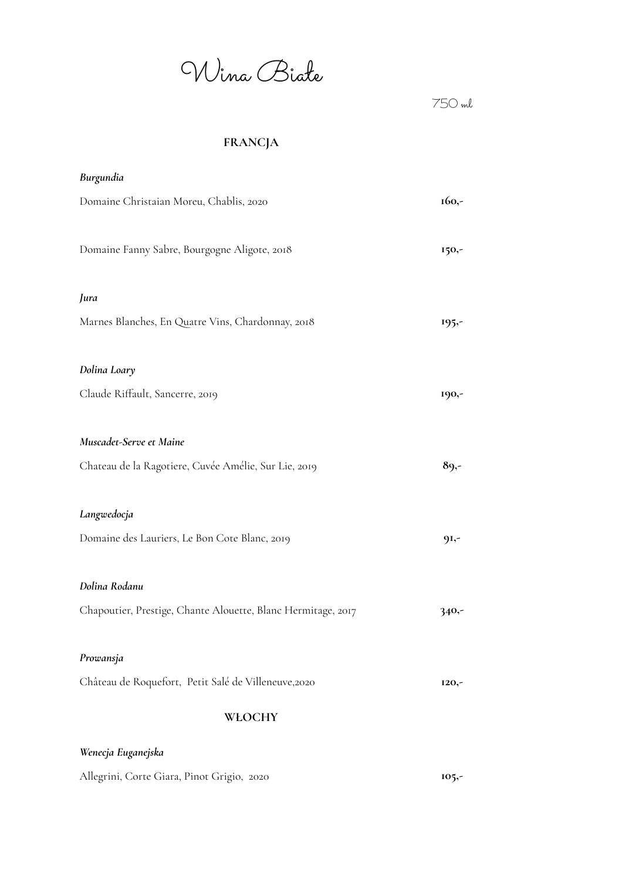# Wina Białe

750 ml

## FRANCJA

*Burgundia*

Domaine Christaian Moreu, Chablis, 2020 **160,-**

Domaine Fanny Sabre, Bourgogne Aligote, 2018 **150,-**

*Jura*

Marnes Blanches, En Quatre Vins, Chardonnay, 2018 **195,-**

*Dolina Loary*

Claude Riffault, Sancerre, 2019 **190,-**

*Muscadet-Serve et Maine*

Chateau de la Ragotiere, Cuvée Amélie, Sur Lie, 2019 **89,-**

*Langwedocja*

Domaine des Lauriers, Le Bon Cote Blanc, 2019 **91,-**

*Dolina Rodanu*

Chapoutier, Prestige, Chante Alouette, Blanc Hermitage, 2017 **340,-**

*Prowansja*

Château de Roquefort, Petit Salé de Villeneuve,2020 **120,-**

## WŁOCHY

*Wenecja Euganejska*

Allegrini, Corte Giara, Pinot Grigio, 2020 **105,-**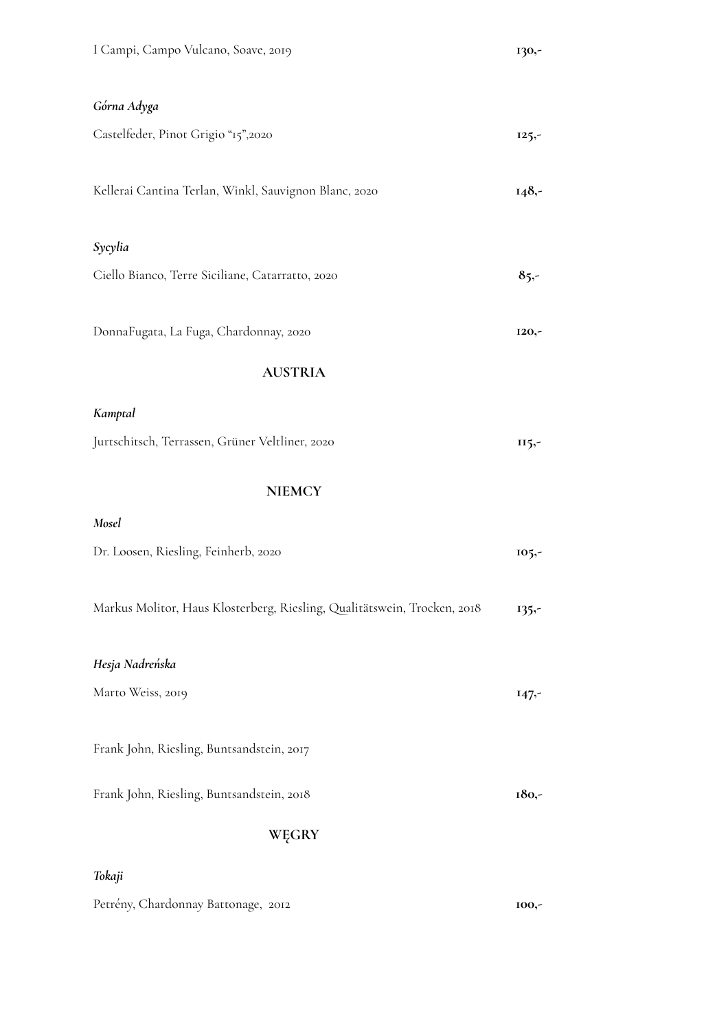I Campi, Campo Vulcano, Soave, 2019 **130,-**

*Górna Adyga*

Castelfeder, Pinot Grigio "15",2020 **125,-**

Kellerai Cantina Terlan, Winkl, Sauvignon Blanc, 2020 **148,-**

*Sycylia*

Ciello Bianco, Terre Siciliane, Catarratto, 2020 **85,-**

DonnaFugata, La Fuga, Chardonnay, 2020 **120,-**

## AUSTRIA

*Kamptal*

Jurtschitsch, Terrassen, Grüner Veltliner, 2020 **115,-**

## NIEMCY

*Mosel*

Dr. Loosen, Riesling, Feinherb, 2020 **105,-**

Markus Molitor, Haus Klosterberg, Riesling, Qualitätswein, Trocken, 2018 **135,-**

*Hesja Nadreńska*

Marto Weiss, 2019 **147,-**

Frank John, Riesling, Buntsandstein, 2017

Frank John, Riesling, Buntsandstein, 2018 **180,-**

## WĘGRY

*Tokaji*

Petrény, Chardonnay Battonage, 2012 **100,-**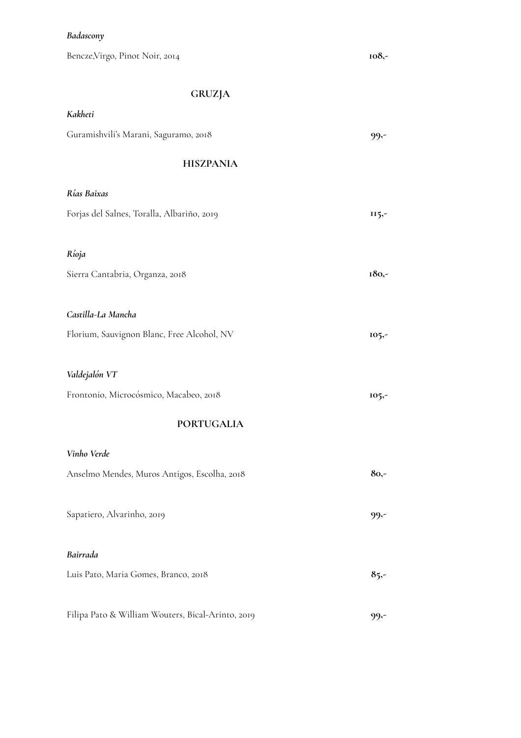*Badascony*

Bencze,Virgo, Pinot Noir, 2014 **108,-**

## GRUZJA

*Kakheti*

Guramishvili's Marani, Saguramo, 2018 **99,-**

## HISZPANIA

*Rías Baixas*

Forjas del Salnes, Toralla, Albariño, 2019 **115,-**

*Ríoja*

Sierra Cantabria, Organza, 2018 **180,-**

*Castilla-La Mancha*

Florium, Sauvignon Blanc, Free Alcohol, NV **105,-**

*Valdejalón VT*

Frontonio, Microcósmico, Macabeo, 2018 **105,-**

## PORTUGALIA

*Vinho Verde*

Anselmo Mendes, Muros Antigos, Escolha, 2018 **80,-**

Sapatiero, Alvarinho, 2019 **99,-**

*Bairrada*

Luis Pato, Maria Gomes, Branco, 2018 **85,-**

Filipa Pato & William Wouters, Bical-Arinto, 2019 **99,-**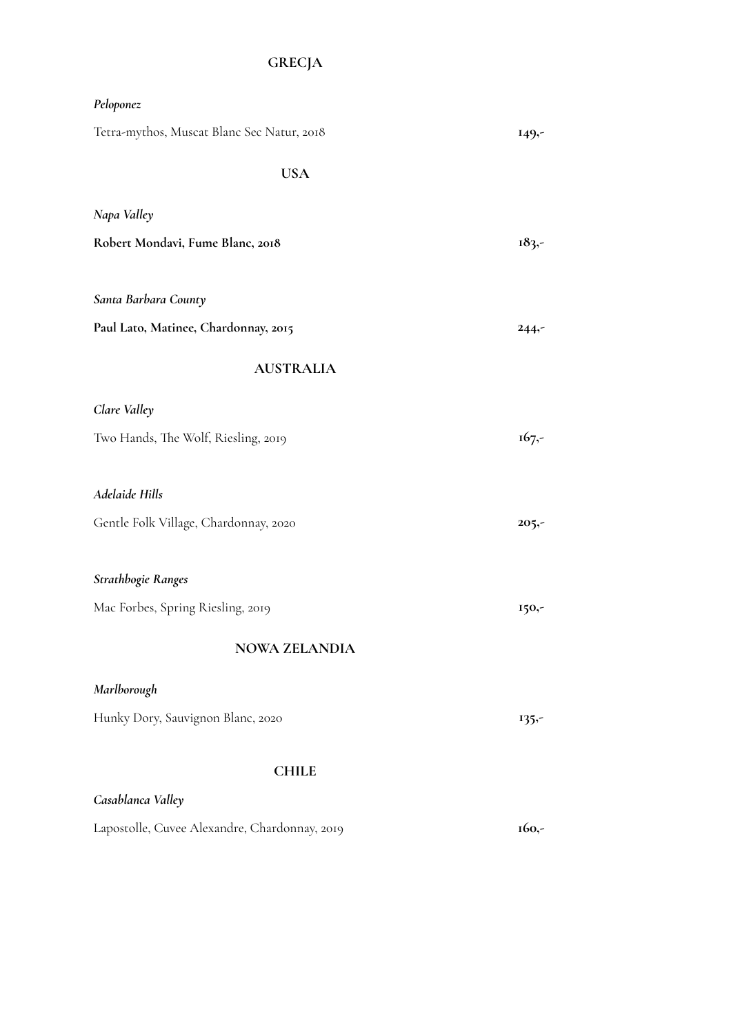## GRECJA

*Peloponez*

Tetra-mythos, Muscat Blanc Sec Natur, 2018 **149,-**

## USA

*Napa Valley*

**Robert Mondavi, Fume Blanc, 2018** **183,-**

*Santa Barbara County*

**Paul Lato, Matinee, Chardonnay, 2015** **244,-**

## AUSTRALIA

*Clare Valley*

Two Hands, The Wolf, Riesling, 2019 **167,-**

*Adelaide Hills*

Gentle Folk Village, Chardonnay, 2020 **205,-**

*Strathbogie Ranges*

Mac Forbes, Spring Riesling, 2019 **150,-**

## NOWA ZELANDIA

*Marlborough*

Hunky Dory, Sauvignon Blanc, 2020 **135,-**

## CHILE

*Casablanca Valley*

Lapostolle, Cuvee Alexandre, Chardonnay, 2019 **160,-**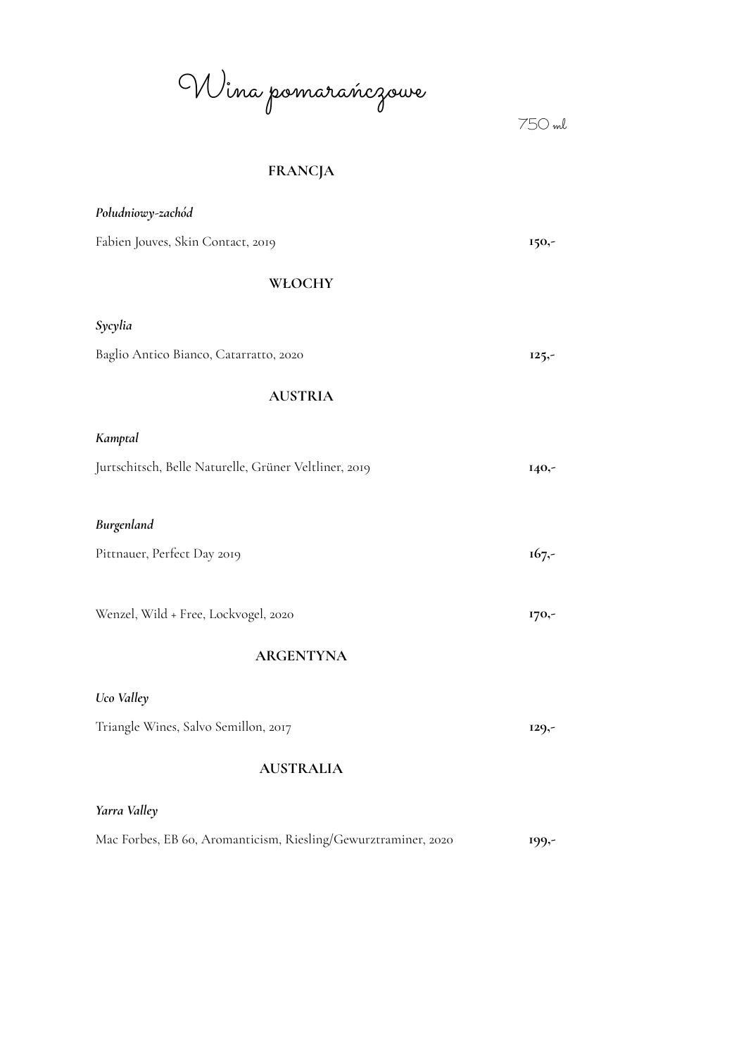# Wina pomarańczowe

750 ml

## FRANCJA

*Południowy-zachód*

Fabien Jouves, Skin Contact, 2019 **150,-**

## WŁOCHY

*Sycylia*

Baglio Antico Bianco, Catarratto, 2020 **125,-**

## AUSTRIA

*Kamptal*

Jurtschitsch, Belle Naturelle, Grüner Veltliner, 2019 **140,-**

*Burgenland*

Pittnauer, Perfect Day 2019 **167,-**

Wenzel, Wild + Free, Lockvogel, 2020 **170,-**

## ARGENTYNA

*Uco Valley*

Triangle Wines, Salvo Semillon, 2017 **129,-**

## AUSTRALIA

*Yarra Valley*

Mac Forbes, EB 60, Aromanticism, Riesling/Gewurztraminer, 2020 **199,-**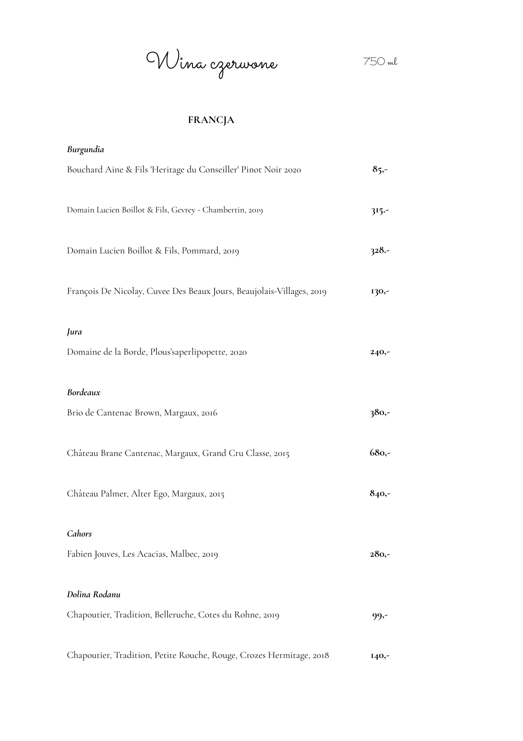# Wina czerwone

750 ml

## FRANCJA

*Burgundia*

| | |
|---|---|
| Bouchard Aine & Fils 'Heritage du Conseiller' Pinot Noir 2020 | **85,-** |
| Domain Lucien Boillot & Fils, Gevrey - Chambertin, 2019 | **315.-** |
| Domain Lucien Boillot & Fils, Pommard, 2019 | **328.-** |
| François De Nicolay, Cuvee Des Beaux Jours, Beaujolais-Villages, 2019 | **130,-** |

*Jura*

| | |
|---|---|
| Domaine de la Borde, Plous'saperlipopette, 2020 | **240,-** |

*Bordeaux*

| | |
|---|---|
| Brio de Cantenac Brown, Margaux, 2016 | **380,-** |
| Château Brane Cantenac, Margaux, Grand Cru Classe, 2015 | **680,-** |
| Château Palmer, Alter Ego, Margaux, 2015 | **840,-** |

*Cahors*

| | |
|---|---|
| Fabien Jouves, Les Acacias, Malbec, 2019 | **280,-** |

*Dolina Rodanu*

| | |
|---|---|
| Chapoutier, Tradition, Belleruche, Cotes du Rohne, 2019 | **99,-** |
| Chapoutier, Tradition, Petite Rouche, Rouge, Crozes Hermitage, 2018 | **140,-** |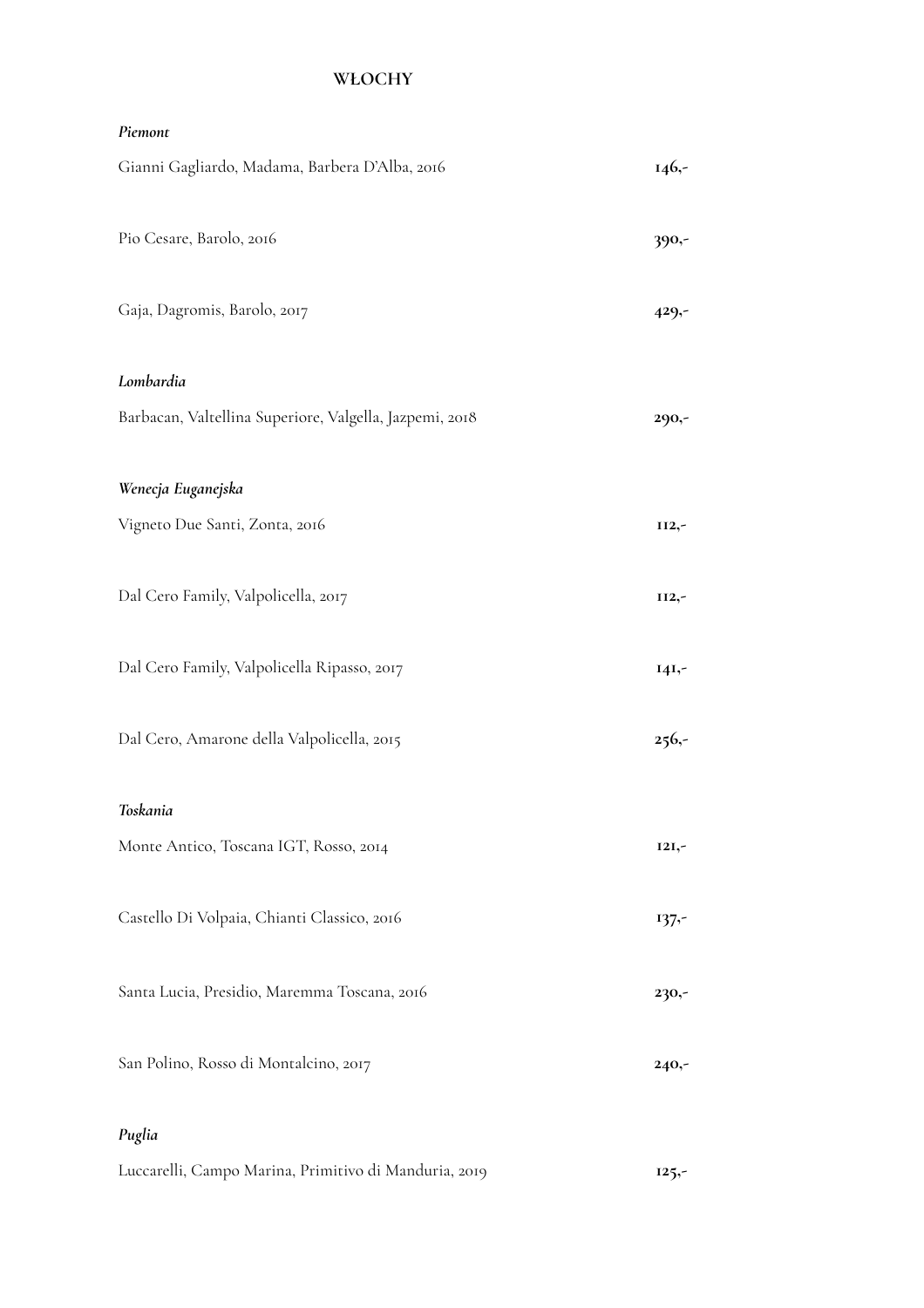## WŁOCHY

*Piemont*

Gianni Gagliardo, Madama, Barbera D'Alba, 2016 **146,-**

Pio Cesare, Barolo, 2016 **390,-**

Gaja, Dagromis, Barolo, 2017 **429,-**

*Lombardia*

Barbacan, Valtellina Superiore, Valgella, Jazpemi, 2018 **290,-**

*Wenecja Euganejska*

Vigneto Due Santi, Zonta, 2016 **112,-**

Dal Cero Family, Valpolicella, 2017 **112,-**

Dal Cero Family, Valpolicella Ripasso, 2017 **141,-**

Dal Cero, Amarone della Valpolicella, 2015 **256,-**

*Toskania*

Monte Antico, Toscana IGT, Rosso, 2014 **121,-**

Castello Di Volpaia, Chianti Classico, 2016 **137,-**

Santa Lucia, Presidio, Maremma Toscana, 2016 **230,-**

San Polino, Rosso di Montalcino, 2017 **240,-**

*Puglia*

Luccarelli, Campo Marina, Primitivo di Manduria, 2019 **125,-**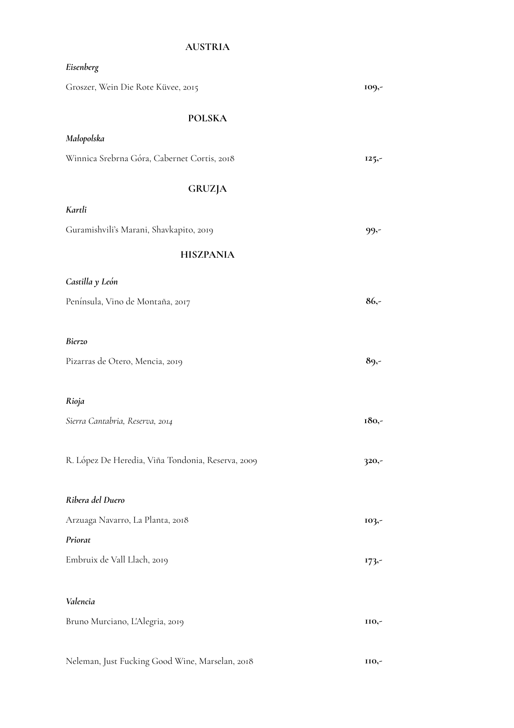## AUSTRIA

*Eisenberg*

Groszer, Wein Die Rote Küvee, 2015 **109,-**

## POLSKA

*Małopolska*

Winnica Srebrna Góra, Cabernet Cortis, 2018 **125,-**

## GRUZJA

*Kartli*

Guramishvili's Marani, Shavkapito, 2019 **99,-**

## HISZPANIA

*Castilla y León*

Península, Vino de Montaña, 2017 **86,-**

*Bierzo*

Pizarras de Otero, Mencia, 2019 **89,-**

*Rioja*

*Sierra Cantabria, Reserva, 2014* **180,-**

R. López De Heredia, Viña Tondonia, Reserva, 2009 **320,-**

*Ribera del Duero*

Arzuaga Navarro, La Planta, 2018 **103,-**

*Priorat*

Embruix de Vall Llach, 2019 **173,-**

*Valencia*

Bruno Murciano, L'Alegria, 2019 **110,-**

Neleman, Just Fucking Good Wine, Marselan, 2018 **110,-**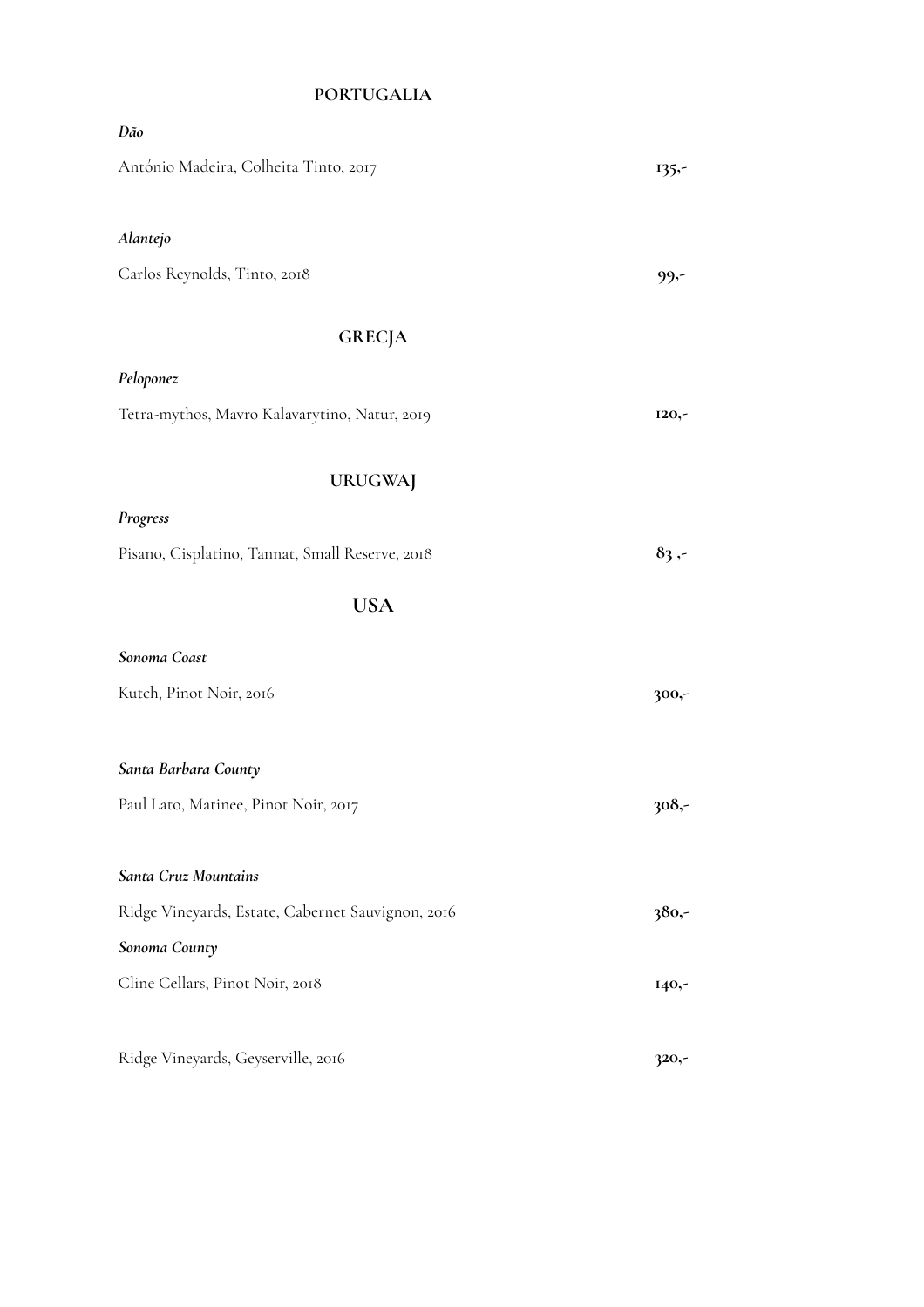## PORTUGALIA

*Dão*

António Madeira, Colheita Tinto, 2017 **135,-**

*Alantejo*

Carlos Reynolds, Tinto, 2018 **99,-**

## GRECJA

*Peloponez*

Tetra-mythos, Mavro Kalavarytino, Natur, 2019 **120,-**

## URUGWAJ

*Progress*

Pisano, Cisplatino, Tannat, Small Reserve, 2018 **83 ,-**

## USA

*Sonoma Coast*

Kutch, Pinot Noir, 2016 **300,-**

*Santa Barbara County*

Paul Lato, Matinee, Pinot Noir, 2017 **308,-**

*Santa Cruz Mountains*

Ridge Vineyards, Estate, Cabernet Sauvignon, 2016 **380,-**

*Sonoma County*

Cline Cellars, Pinot Noir, 2018 **140,-**

Ridge Vineyards, Geyserville, 2016 **320,-**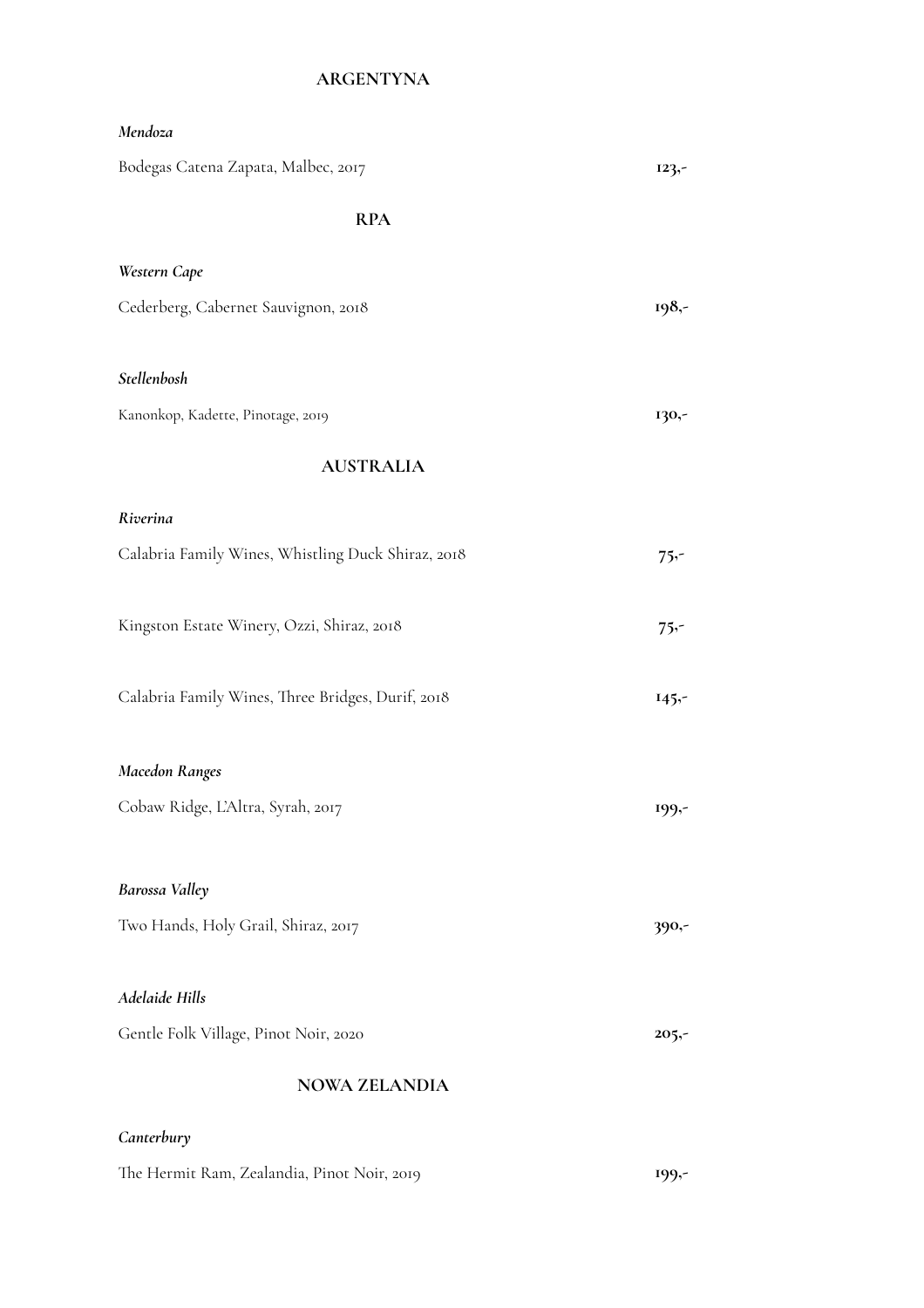## ARGENTYNA

*Mendoza*

Bodegas Catena Zapata, Malbec, 2017 **123,-**

## RPA

*Western Cape*

Cederberg, Cabernet Sauvignon, 2018 **198,-**

*Stellenbosh*

Kanonkop, Kadette, Pinotage, 2019 **130,-**

## AUSTRALIA

*Riverina*

Calabria Family Wines, Whistling Duck Shiraz, 2018 **75,-**

Kingston Estate Winery, Ozzi, Shiraz, 2018 **75,-**

Calabria Family Wines, Three Bridges, Durif, 2018 **145,-**

*Macedon Ranges*

Cobaw Ridge, L'Altra, Syrah, 2017 **199,-**

*Barossa Valley*

Two Hands, Holy Grail, Shiraz, 2017 **390,-**

*Adelaide Hills*

Gentle Folk Village, Pinot Noir, 2020 **205,-**

## NOWA ZELANDIA

*Canterbury*

The Hermit Ram, Zealandia, Pinot Noir, 2019 **199,-**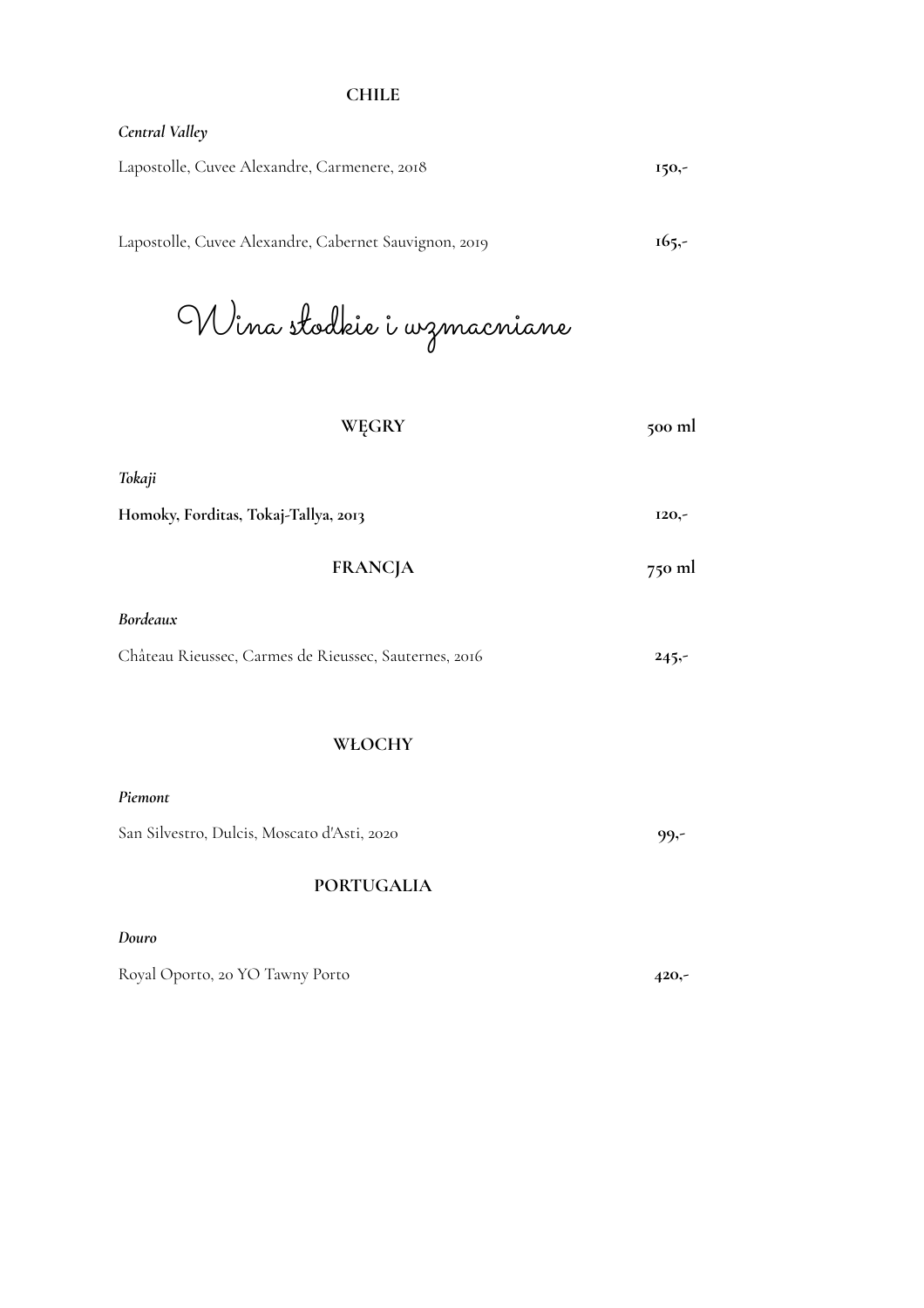## CHILE

*Central Valley*

Lapostolle, Cuvee Alexandre, Carmenere, 2018 **150,-**

Lapostolle, Cuvee Alexandre, Cabernet Sauvignon, 2019 **165,-**

# Wina słodkie i wzmacniane

## WĘGRY **500 ml**

*Tokaji*

**Homoky, Forditas, Tokaj-Tallya, 2013** **120,-**

## FRANCJA **750 ml**

*Bordeaux*

Château Rieussec, Carmes de Rieussec, Sauternes, 2016 **245,-**

## WŁOCHY

*Piemont*

San Silvestro, Dulcis, Moscato d'Asti, 2020 **99,-**

## PORTUGALIA

*Douro*

Royal Oporto, 20 YO Tawny Porto **420,-**